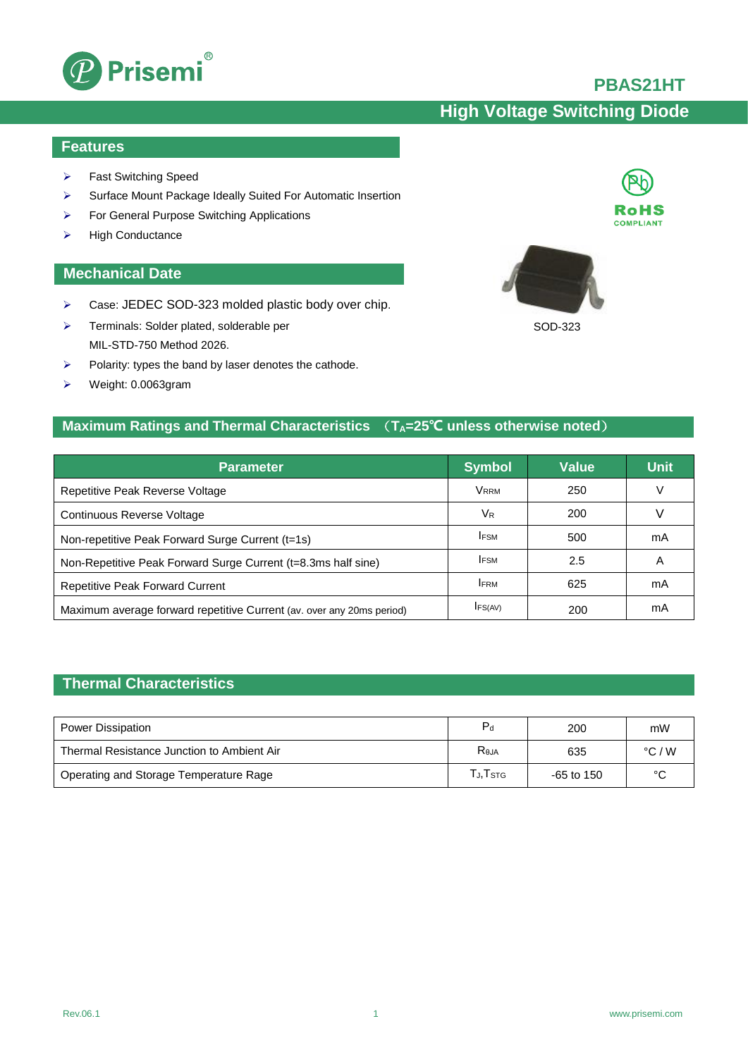# PBAS21HT

## High Voltage Switching Diode

## Features

- Fast Switching Speed
- Surface Mount Package Ideally Suited For Automatic Insertion
- For General Purpose Switching Applications
- High Conductance

RoHS COMPLIANT

## Mechanical Date

- Case: JEDEC SOD-323 molded plastic body over chip.
- Terminals: Solder plated, solderable per MIL-STD-750 Method 2026.
- Polarity: types the band by laser denotes the cathode.
- Weight: 0.0063gram

SOD-323

## Maximum Ratings and Thermal Characteristics （$T_A$=25℃ unless otherwise noted）

| Parameter | Symbol | Value | Unit |
|---|---|---|---|
| Repetitive Peak Reverse Voltage | $V_{RRM}$ | 250 | V |
| Continuous Reverse Voltage | $V_R$ | 200 | V |
| Non-repetitive Peak Forward Surge Current (t=1s) | $I_{FSM}$ | 500 | mA |
| Non-Repetitive Peak Forward Surge Current (t=8.3ms half sine) | $I_{FSM}$ | 2.5 | A |
| Repetitive Peak Forward Current | $I_{FRM}$ | 625 | mA |
| Maximum average forward repetitive Current (av. over any 20ms period) | $I_{FS(AV)}$ | 200 | mA |

## Thermal Characteristics

| Parameter | Symbol | Value | Unit |
|---|---|---|---|
| Power Dissipation | $P_d$ | 200 | mW |
| Thermal Resistance Junction to Ambient Air | $R_{\theta JA}$ | 635 | °C / W |
| Operating and Storage Temperature Rage | $T_J$,$T_{STG}$ | -65 to 150 | °C |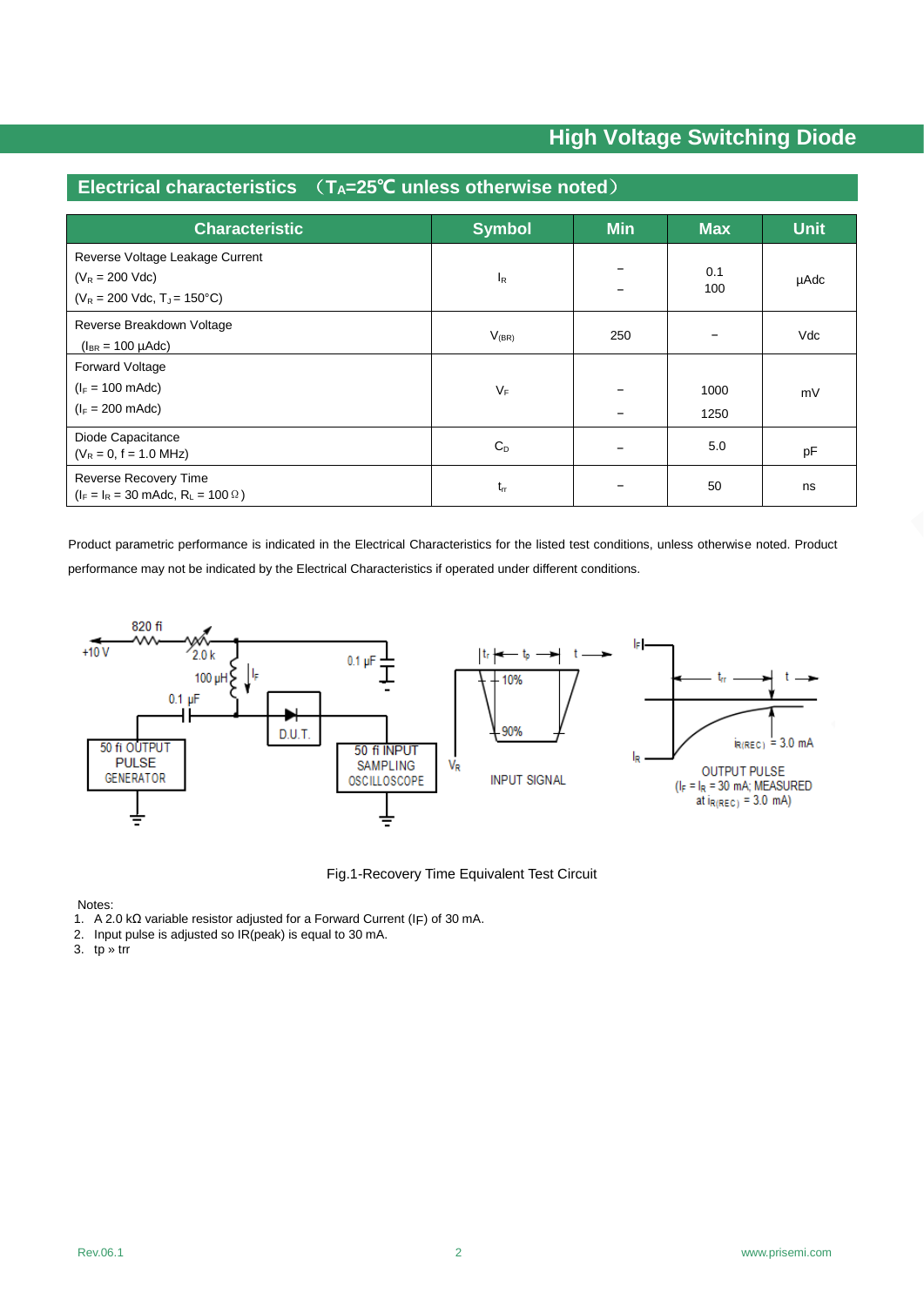## Electrical characteristics （$T_A$=25℃ unless otherwise noted）

| Characteristic | Symbol | Min | Max | Unit |
|---|---|---|---|---|
| Reverse Voltage Leakage Current<br>($V_R$ = 200 Vdc)<br>($V_R$ = 200 Vdc, $T_J$ = 150°C) | $I_R$ | –<br>– | 0.1<br>100 | μAdc |
| Reverse Breakdown Voltage<br>($I_{BR}$ = 100 μAdc) | $V_{(BR)}$ | 250 | – | Vdc |
| Forward Voltage<br>($I_F$ = 100 mAdc)<br>($I_F$ = 200 mAdc) | $V_F$ | –<br>– | 1000<br>1250 | mV |
| Diode Capacitance<br>($V_R$ = 0, f = 1.0 MHz) | $C_D$ | – | 5.0 | pF |
| Reverse Recovery Time<br>($I_F$ = $I_R$ = 30 mAdc, $R_L$ = 100 Ω) | $t_{rr}$ | – | 50 | ns |

Product parametric performance is indicated in the Electrical Characteristics for the listed test conditions, unless otherwise noted. Product performance may not be indicated by the Electrical Characteristics if operated under different conditions.

Fig.1-Recovery Time Equivalent Test Circuit

Notes:

1. A 2.0 kΩ variable resistor adjusted for a Forward Current ($I_F$) of 30 mA.
2. Input pulse is adjusted so IR(peak) is equal to 30 mA.
3. tp » trr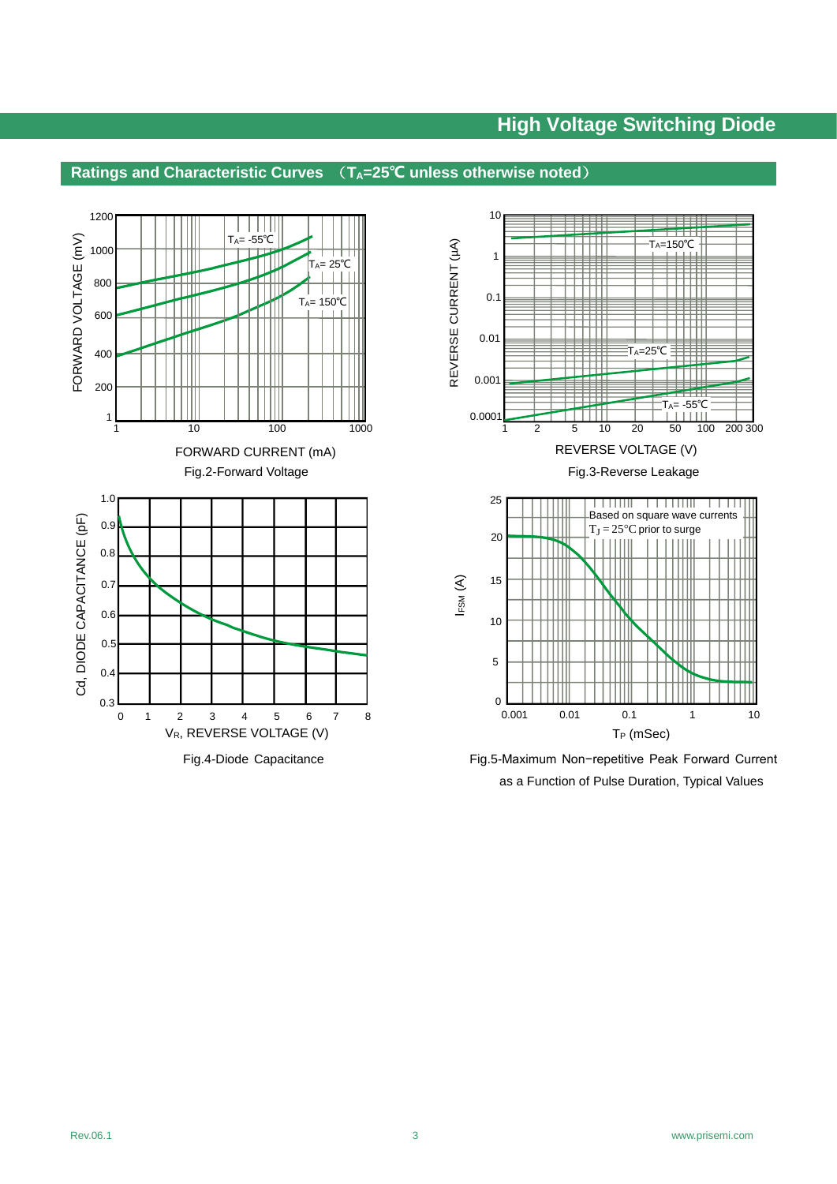# High Voltage Switching Diode

## Ratings and Characteristic Curves （$T_A$=25℃ unless otherwise noted）

Fig.2-Forward Voltage

Fig.3-Reverse Leakage

Fig.4-Diode Capacitance

Fig.5-Maximum Non−repetitive Peak Forward Current as a Function of Pulse Duration, Typical Values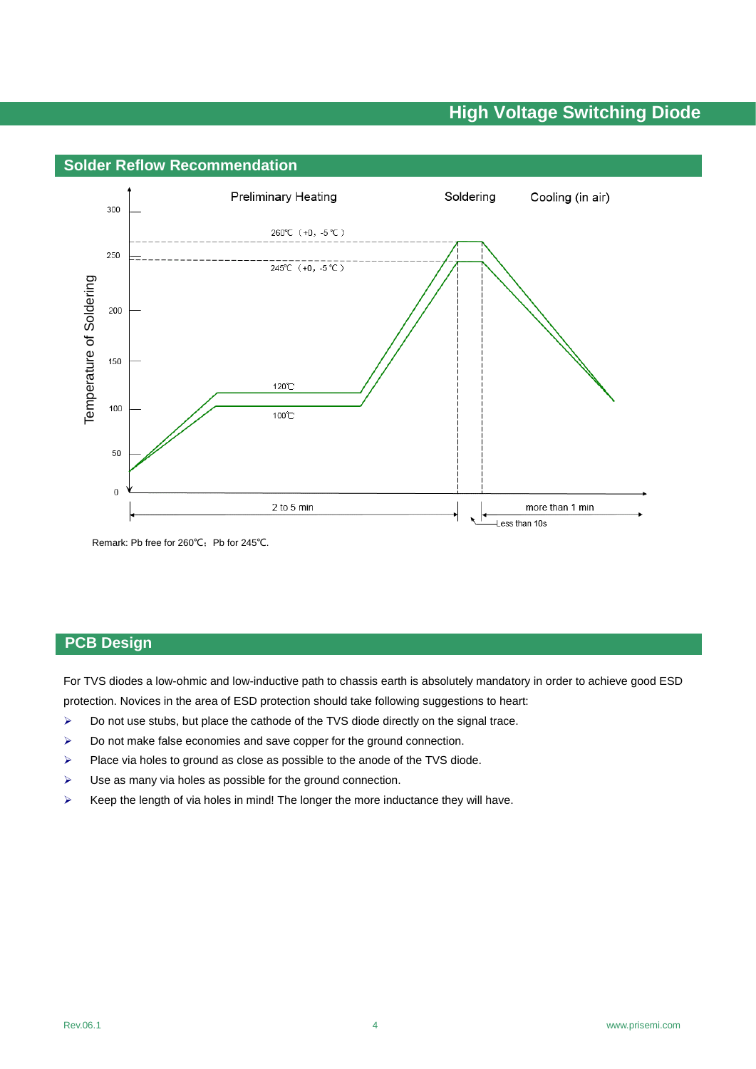## Solder Reflow Recommendation

Remark: Pb free for 260℃; Pb for 245℃.

## PCB Design

For TVS diodes a low-ohmic and low-inductive path to chassis earth is absolutely mandatory in order to achieve good ESD protection. Novices in the area of ESD protection should take following suggestions to heart:

- Do not use stubs, but place the cathode of the TVS diode directly on the signal trace.
- Do not make false economies and save copper for the ground connection.
- Place via holes to ground as close as possible to the anode of the TVS diode.
- Use as many via holes as possible for the ground connection.
- Keep the length of via holes in mind! The longer the more inductance they will have.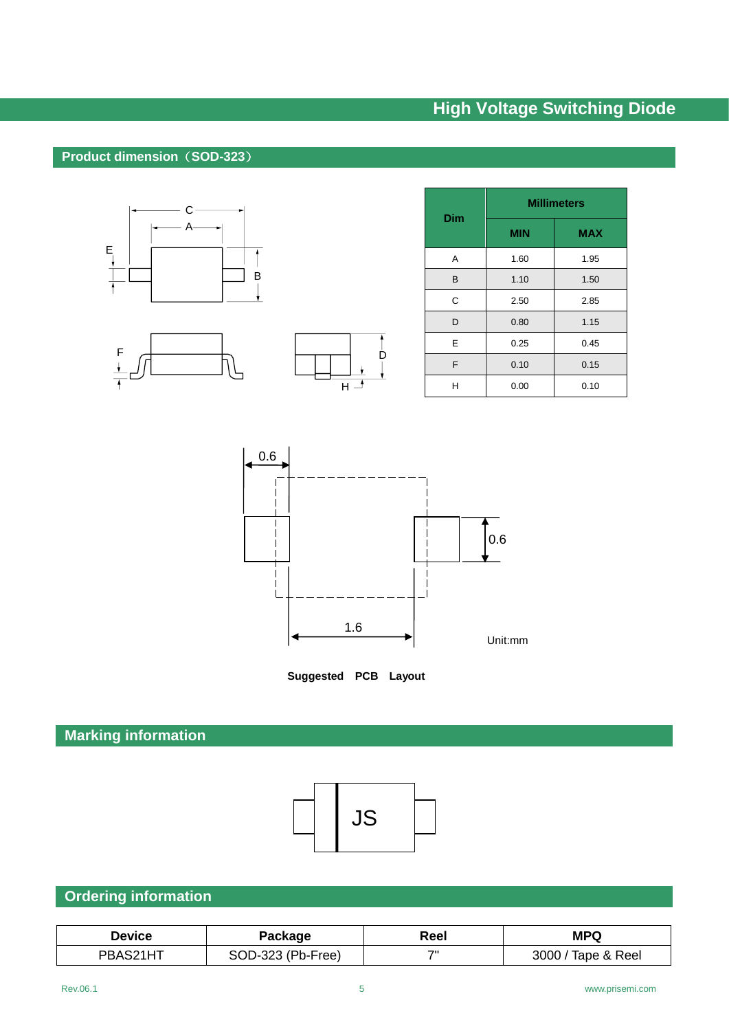## Product dimension（SOD-323）

| Dim | Millimeters | |
|---|---|---|
| | MIN | MAX |
| A | 1.60 | 1.95 |
| B | 1.10 | 1.50 |
| C | 2.50 | 2.85 |
| D | 0.80 | 1.15 |
| E | 0.25 | 0.45 |
| F | 0.10 | 0.15 |
| H | 0.00 | 0.10 |

0.6

0.6

1.6

Unit:mm

**Suggested PCB Layout**

## Marking information

JS

## Ordering information

| Device | Package | Reel | MPQ |
|---|---|---|---|
| PBAS21HT | SOD-323 (Pb-Free) | 7" | 3000 / Tape & Reel |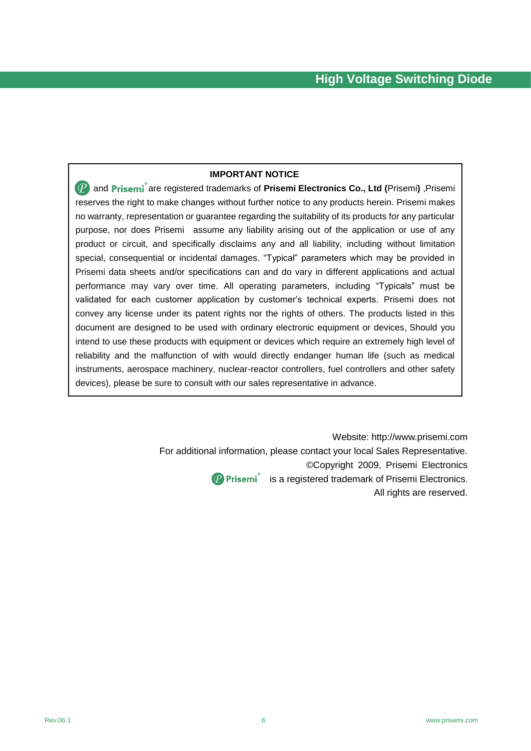## IMPORTANT NOTICE

and **Prisemi** are registered trademarks of **Prisemi Electronics Co., Ltd (**Prisemi**)** ,Prisemi reserves the right to make changes without further notice to any products herein. Prisemi makes no warranty, representation or guarantee regarding the suitability of its products for any particular purpose, nor does Prisemi assume any liability arising out of the application or use of any product or circuit, and specifically disclaims any and all liability, including without limitation special, consequential or incidental damages. "Typical" parameters which may be provided in Prisemi data sheets and/or specifications can and do vary in different applications and actual performance may vary over time. All operating parameters, including "Typicals" must be validated for each customer application by customer's technical experts. Prisemi does not convey any license under its patent rights nor the rights of others. The products listed in this document are designed to be used with ordinary electronic equipment or devices, Should you intend to use these products with equipment or devices which require an extremely high level of reliability and the malfunction of with would directly endanger human life (such as medical instruments, aerospace machinery, nuclear-reactor controllers, fuel controllers and other safety devices), please be sure to consult with our sales representative in advance.

Website: http://www.prisemi.com

For additional information, please contact your local Sales Representative.

©Copyright 2009, Prisemi Electronics

Prisemi is a registered trademark of Prisemi Electronics.

All rights are reserved.